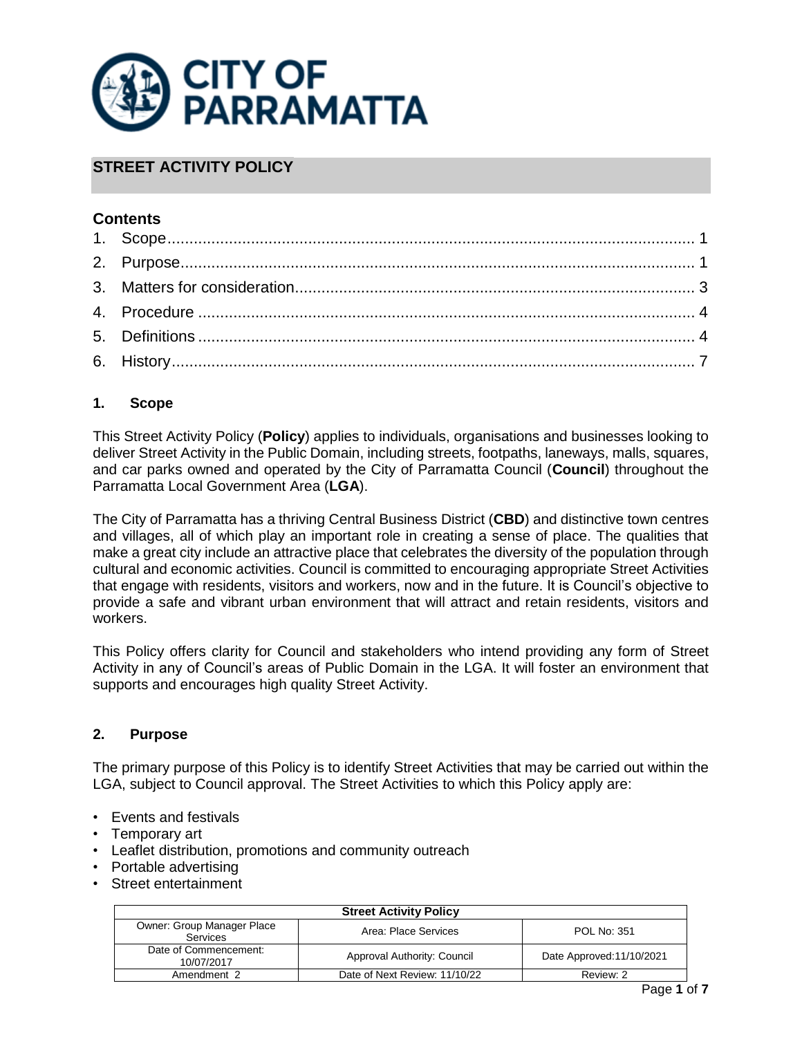# STREET ACTIVITY POLICY

## Contents

1. Scope .......... 1
2. Purpose .......... 1
3. Matters for consideration .......... 3
4. Procedure .......... 4
5. Definitions .......... 4
6. History .......... 7

## 1. Scope

This Street Activity Policy (**Policy**) applies to individuals, organisations and businesses looking to deliver Street Activity in the Public Domain, including streets, footpaths, laneways, malls, squares, and car parks owned and operated by the City of Parramatta Council (**Council**) throughout the Parramatta Local Government Area (**LGA**).

The City of Parramatta has a thriving Central Business District (**CBD**) and distinctive town centres and villages, all of which play an important role in creating a sense of place. The qualities that make a great city include an attractive place that celebrates the diversity of the population through cultural and economic activities. Council is committed to encouraging appropriate Street Activities that engage with residents, visitors and workers, now and in the future. It is Council's objective to provide a safe and vibrant urban environment that will attract and retain residents, visitors and workers.

This Policy offers clarity for Council and stakeholders who intend providing any form of Street Activity in any of Council's areas of Public Domain in the LGA. It will foster an environment that supports and encourages high quality Street Activity.

## 2. Purpose

The primary purpose of this Policy is to identify Street Activities that may be carried out within the LGA, subject to Council approval. The Street Activities to which this Policy apply are:

- Events and festivals
- Temporary art
- Leaflet distribution, promotions and community outreach
- Portable advertising
- Street entertainment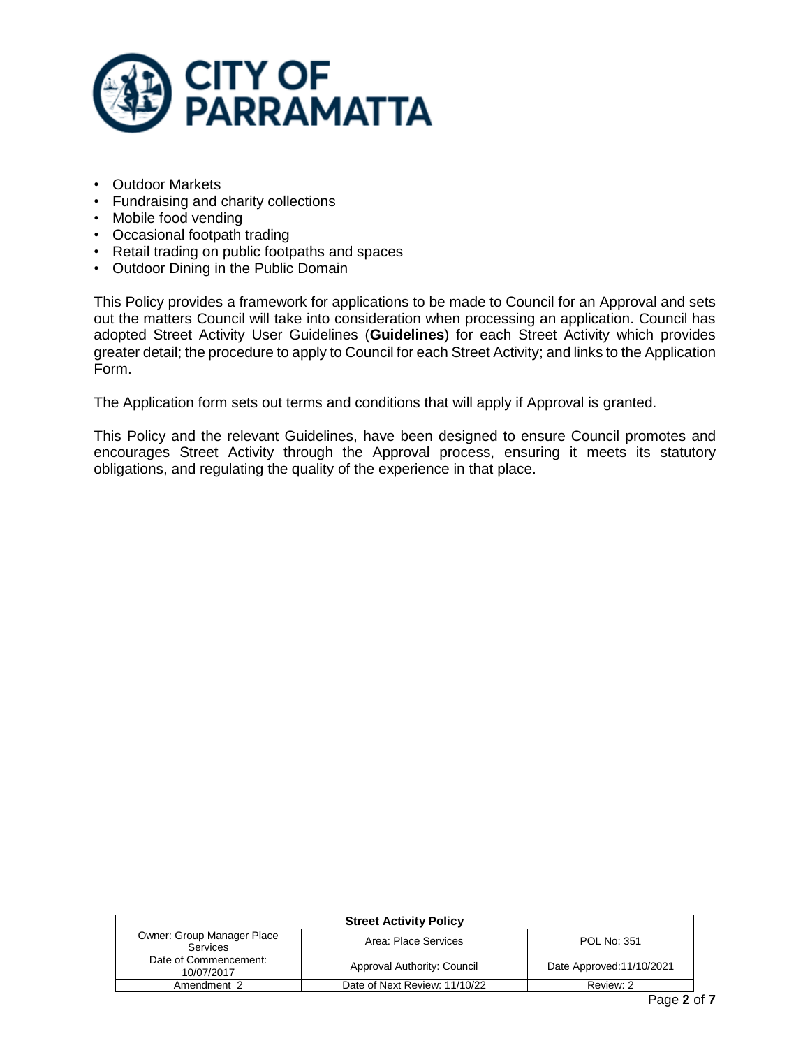- Outdoor Markets
- Fundraising and charity collections
- Mobile food vending
- Occasional footpath trading
- Retail trading on public footpaths and spaces
- Outdoor Dining in the Public Domain

This Policy provides a framework for applications to be made to Council for an Approval and sets out the matters Council will take into consideration when processing an application. Council has adopted Street Activity User Guidelines (**Guidelines**) for each Street Activity which provides greater detail; the procedure to apply to Council for each Street Activity; and links to the Application Form.

The Application form sets out terms and conditions that will apply if Approval is granted.

This Policy and the relevant Guidelines, have been designed to ensure Council promotes and encourages Street Activity through the Approval process, ensuring it meets its statutory obligations, and regulating the quality of the experience in that place.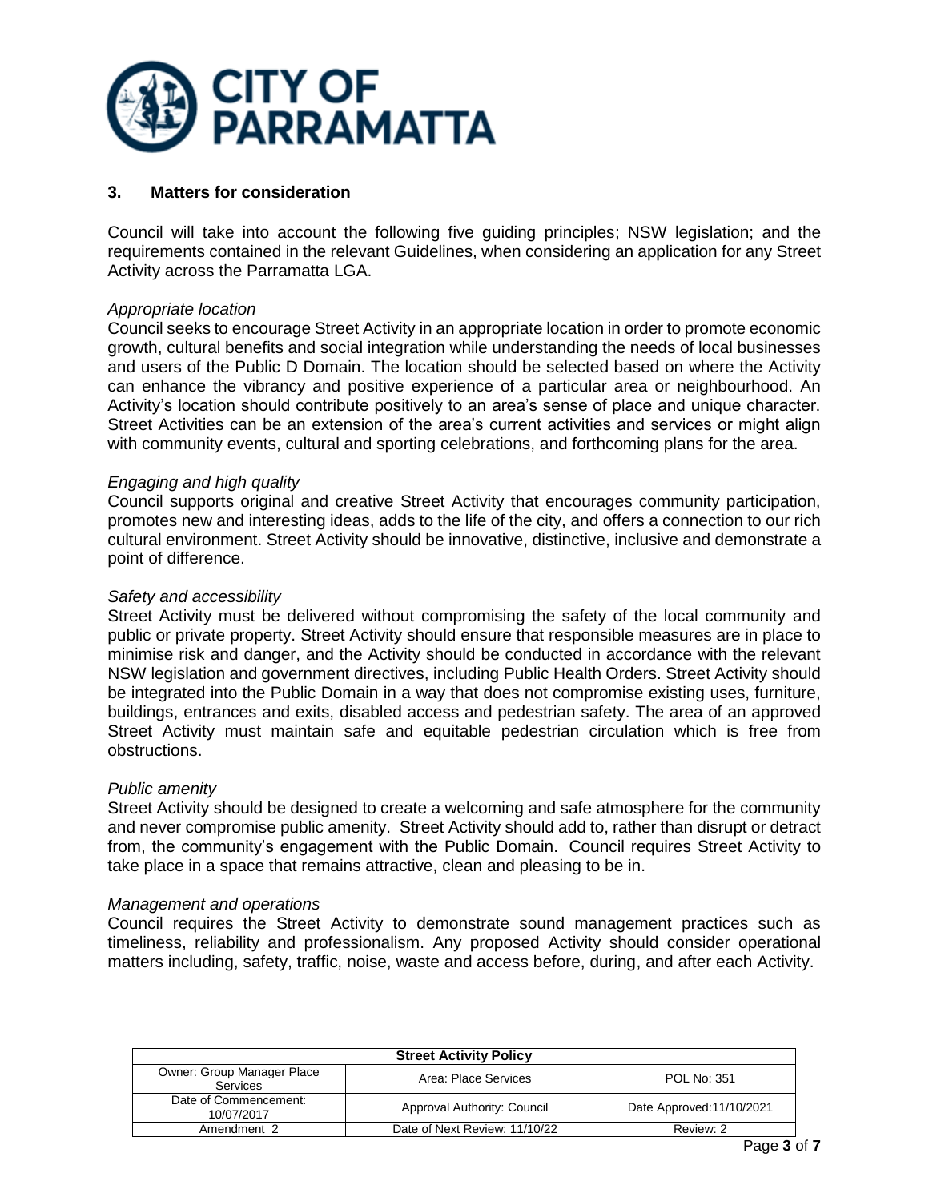## 3. Matters for consideration

Council will take into account the following five guiding principles; NSW legislation; and the requirements contained in the relevant Guidelines, when considering an application for any Street Activity across the Parramatta LGA.

*Appropriate location*

Council seeks to encourage Street Activity in an appropriate location in order to promote economic growth, cultural benefits and social integration while understanding the needs of local businesses and users of the Public D Domain. The location should be selected based on where the Activity can enhance the vibrancy and positive experience of a particular area or neighbourhood. An Activity's location should contribute positively to an area's sense of place and unique character. Street Activities can be an extension of the area's current activities and services or might align with community events, cultural and sporting celebrations, and forthcoming plans for the area.

*Engaging and high quality*

Council supports original and creative Street Activity that encourages community participation, promotes new and interesting ideas, adds to the life of the city, and offers a connection to our rich cultural environment. Street Activity should be innovative, distinctive, inclusive and demonstrate a point of difference.

*Safety and accessibility*

Street Activity must be delivered without compromising the safety of the local community and public or private property. Street Activity should ensure that responsible measures are in place to minimise risk and danger, and the Activity should be conducted in accordance with the relevant NSW legislation and government directives, including Public Health Orders. Street Activity should be integrated into the Public Domain in a way that does not compromise existing uses, furniture, buildings, entrances and exits, disabled access and pedestrian safety. The area of an approved Street Activity must maintain safe and equitable pedestrian circulation which is free from obstructions.

*Public amenity*

Street Activity should be designed to create a welcoming and safe atmosphere for the community and never compromise public amenity. Street Activity should add to, rather than disrupt or detract from, the community's engagement with the Public Domain. Council requires Street Activity to take place in a space that remains attractive, clean and pleasing to be in.

*Management and operations*

Council requires the Street Activity to demonstrate sound management practices such as timeliness, reliability and professionalism. Any proposed Activity should consider operational matters including, safety, traffic, noise, waste and access before, during, and after each Activity.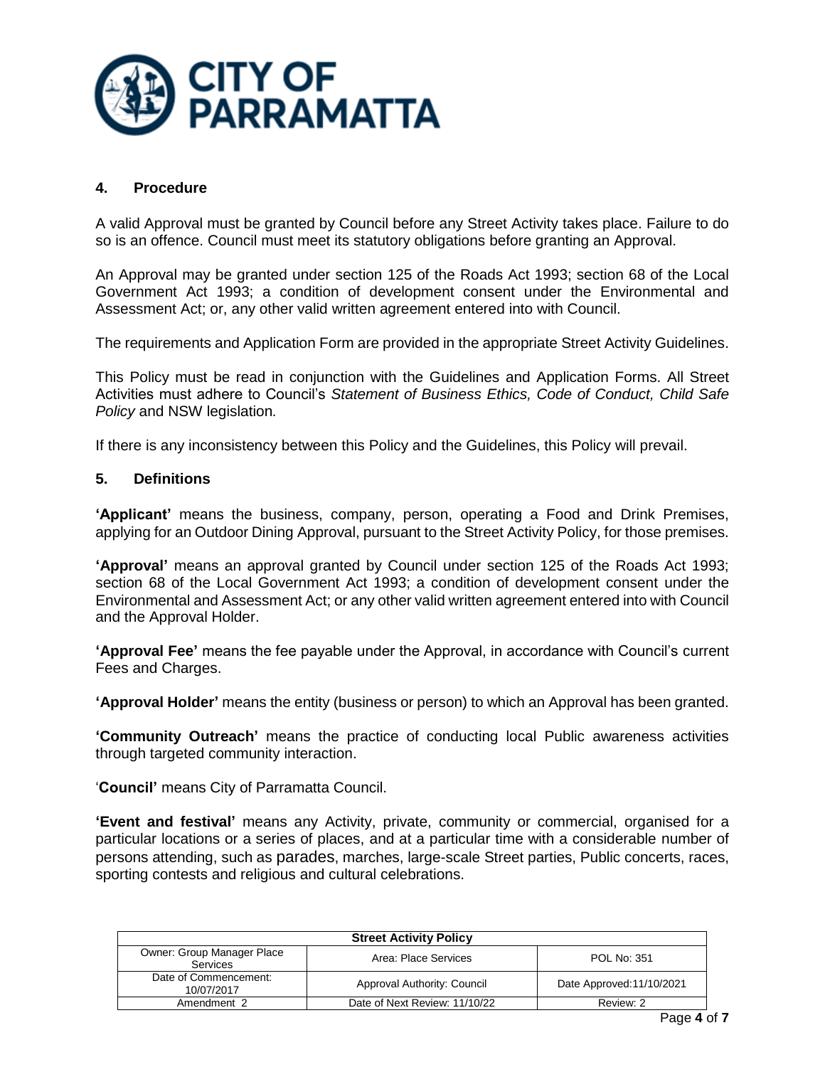## 4. Procedure

A valid Approval must be granted by Council before any Street Activity takes place. Failure to do so is an offence. Council must meet its statutory obligations before granting an Approval.

An Approval may be granted under section 125 of the Roads Act 1993; section 68 of the Local Government Act 1993; a condition of development consent under the Environmental and Assessment Act; or, any other valid written agreement entered into with Council.

The requirements and Application Form are provided in the appropriate Street Activity Guidelines.

This Policy must be read in conjunction with the Guidelines and Application Forms. All Street Activities must adhere to Council's *Statement of Business Ethics, Code of Conduct, Child Safe Policy* and NSW legislation*.*

If there is any inconsistency between this Policy and the Guidelines, this Policy will prevail.

## 5. Definitions

**'Applicant'** means the business, company, person, operating a Food and Drink Premises, applying for an Outdoor Dining Approval, pursuant to the Street Activity Policy, for those premises.

**'Approval'** means an approval granted by Council under section 125 of the Roads Act 1993; section 68 of the Local Government Act 1993; a condition of development consent under the Environmental and Assessment Act; or any other valid written agreement entered into with Council and the Approval Holder.

**'Approval Fee'** means the fee payable under the Approval, in accordance with Council's current Fees and Charges.

**'Approval Holder'** means the entity (business or person) to which an Approval has been granted.

**'Community Outreach'** means the practice of conducting local Public awareness activities through targeted community interaction.

'**Council'** means City of Parramatta Council.

**'Event and festival'** means any Activity, private, community or commercial, organised for a particular locations or a series of places, and at a particular time with a considerable number of persons attending, such as parades, marches, large-scale Street parties, Public concerts, races, sporting contests and religious and cultural celebrations.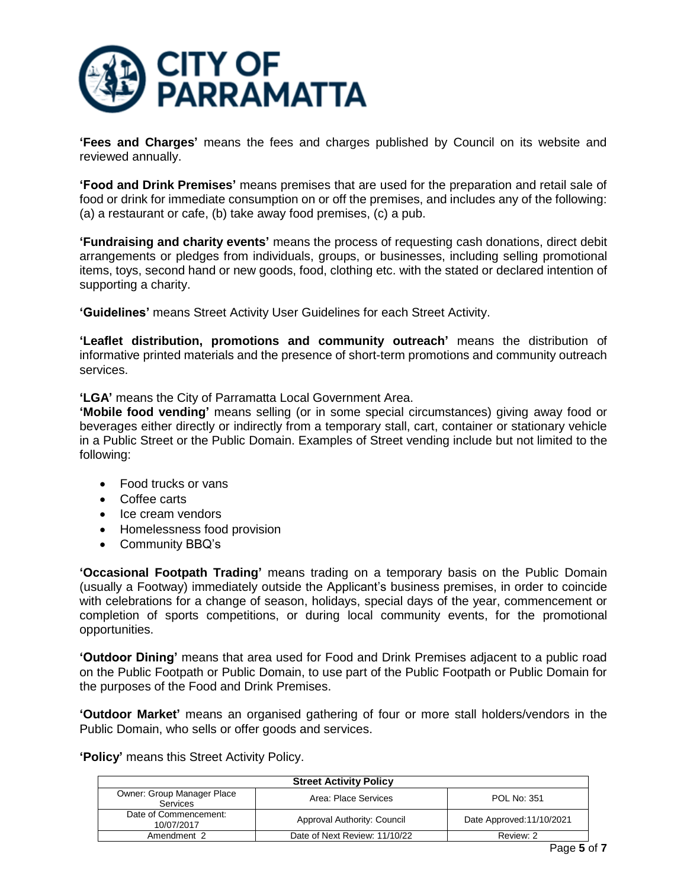**'Fees and Charges'** means the fees and charges published by Council on its website and reviewed annually.

**'Food and Drink Premises'** means premises that are used for the preparation and retail sale of food or drink for immediate consumption on or off the premises, and includes any of the following: (a) a restaurant or cafe, (b) take away food premises, (c) a pub.

**'Fundraising and charity events'** means the process of requesting cash donations, direct debit arrangements or pledges from individuals, groups, or businesses, including selling promotional items, toys, second hand or new goods, food, clothing etc. with the stated or declared intention of supporting a charity.

**'Guidelines'** means Street Activity User Guidelines for each Street Activity.

**'Leaflet distribution, promotions and community outreach'** means the distribution of informative printed materials and the presence of short-term promotions and community outreach services.

**'LGA'** means the City of Parramatta Local Government Area.

**'Mobile food vending'** means selling (or in some special circumstances) giving away food or beverages either directly or indirectly from a temporary stall, cart, container or stationary vehicle in a Public Street or the Public Domain. Examples of Street vending include but not limited to the following:

- Food trucks or vans
- Coffee carts
- Ice cream vendors
- Homelessness food provision
- Community BBQ's

**'Occasional Footpath Trading'** means trading on a temporary basis on the Public Domain (usually a Footway) immediately outside the Applicant's business premises, in order to coincide with celebrations for a change of season, holidays, special days of the year, commencement or completion of sports competitions, or during local community events, for the promotional opportunities.

**'Outdoor Dining'** means that area used for Food and Drink Premises adjacent to a public road on the Public Footpath or Public Domain, to use part of the Public Footpath or Public Domain for the purposes of the Food and Drink Premises.

**'Outdoor Market'** means an organised gathering of four or more stall holders/vendors in the Public Domain, who sells or offer goods and services.

**'Policy'** means this Street Activity Policy.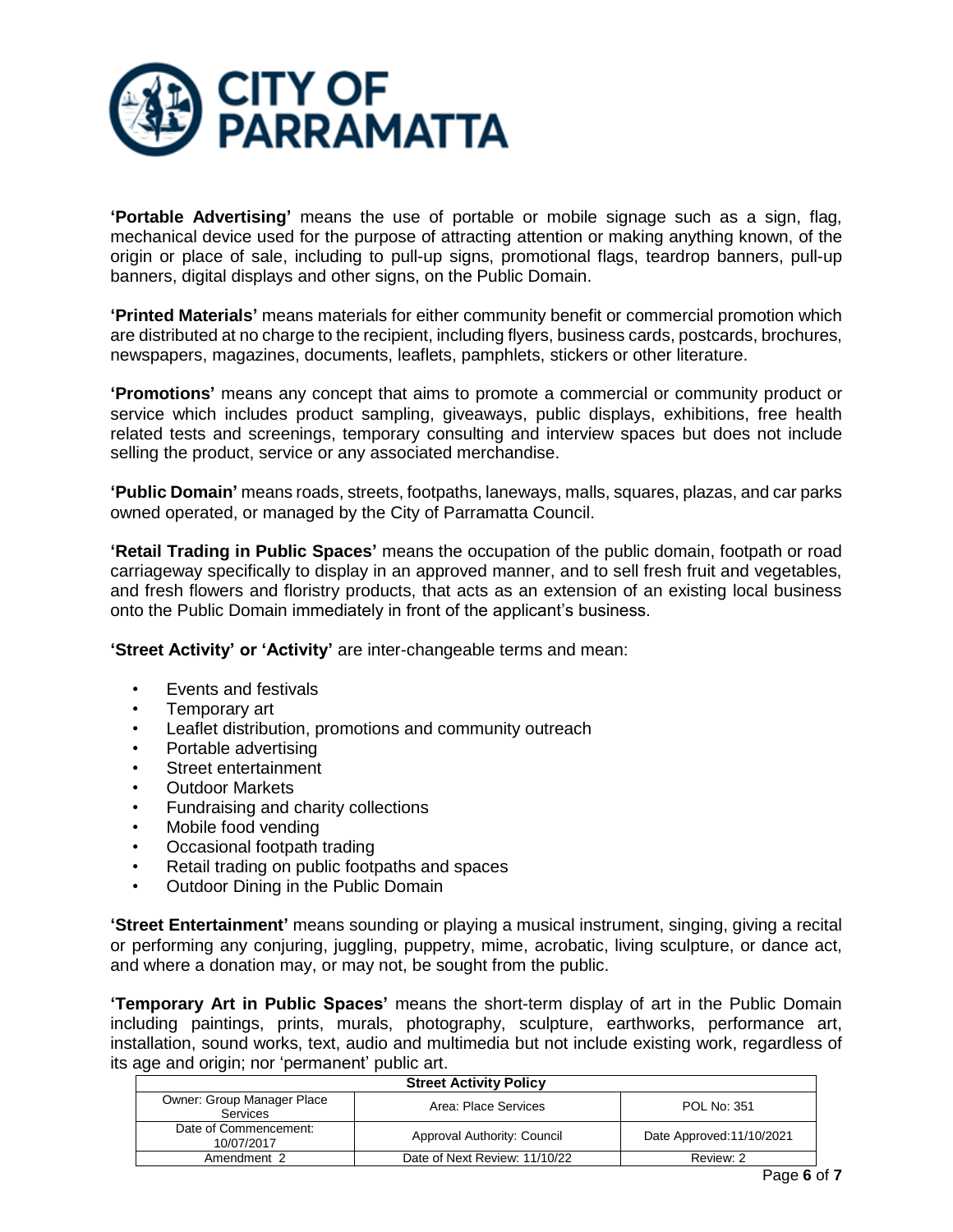**'Portable Advertising'** means the use of portable or mobile signage such as a sign, flag, mechanical device used for the purpose of attracting attention or making anything known, of the origin or place of sale, including to pull-up signs, promotional flags, teardrop banners, pull-up banners, digital displays and other signs, on the Public Domain.

**'Printed Materials'** means materials for either community benefit or commercial promotion which are distributed at no charge to the recipient, including flyers, business cards, postcards, brochures, newspapers, magazines, documents, leaflets, pamphlets, stickers or other literature.

**'Promotions'** means any concept that aims to promote a commercial or community product or service which includes product sampling, giveaways, public displays, exhibitions, free health related tests and screenings, temporary consulting and interview spaces but does not include selling the product, service or any associated merchandise.

**'Public Domain'** means roads, streets, footpaths, laneways, malls, squares, plazas, and car parks owned operated, or managed by the City of Parramatta Council.

**'Retail Trading in Public Spaces'** means the occupation of the public domain, footpath or road carriageway specifically to display in an approved manner, and to sell fresh fruit and vegetables, and fresh flowers and floristry products, that acts as an extension of an existing local business onto the Public Domain immediately in front of the applicant's business.

**'Street Activity' or 'Activity'** are inter-changeable terms and mean:

- Events and festivals
- Temporary art
- Leaflet distribution, promotions and community outreach
- Portable advertising
- Street entertainment
- Outdoor Markets
- Fundraising and charity collections
- Mobile food vending
- Occasional footpath trading
- Retail trading on public footpaths and spaces
- Outdoor Dining in the Public Domain

**'Street Entertainment'** means sounding or playing a musical instrument, singing, giving a recital or performing any conjuring, juggling, puppetry, mime, acrobatic, living sculpture, or dance act, and where a donation may, or may not, be sought from the public.

**'Temporary Art in Public Spaces'** means the short-term display of art in the Public Domain including paintings, prints, murals, photography, sculpture, earthworks, performance art, installation, sound works, text, audio and multimedia but not include existing work, regardless of its age and origin; nor 'permanent' public art.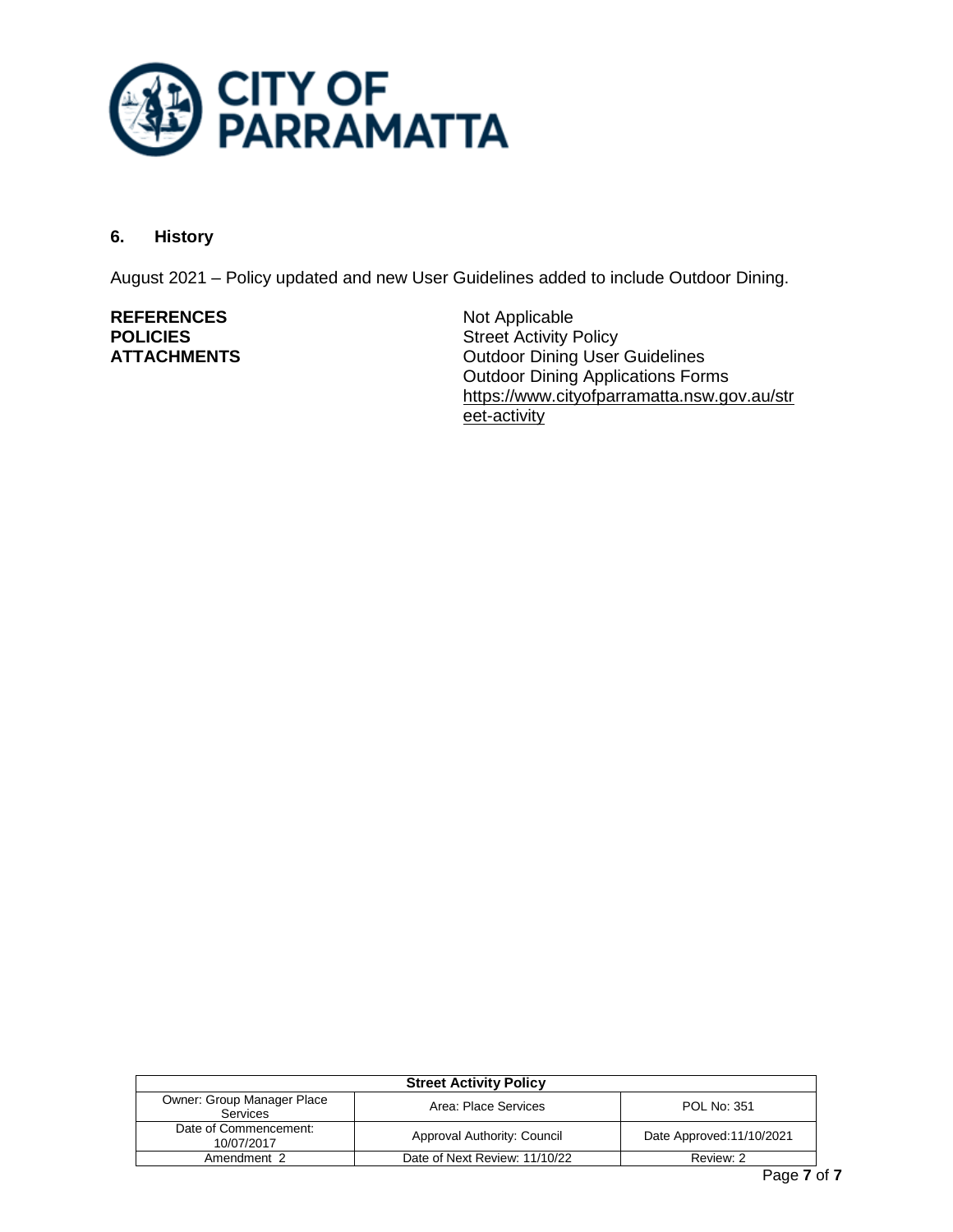## 6. History

August 2021 – Policy updated and new User Guidelines added to include Outdoor Dining.

| | |
|---|---|
| **REFERENCES** | Not Applicable |
| **POLICIES** | Street Activity Policy |
| **ATTACHMENTS** | Outdoor Dining User Guidelines<br>Outdoor Dining Applications Forms<br>https://www.cityofparramatta.nsw.gov.au/street-activity |